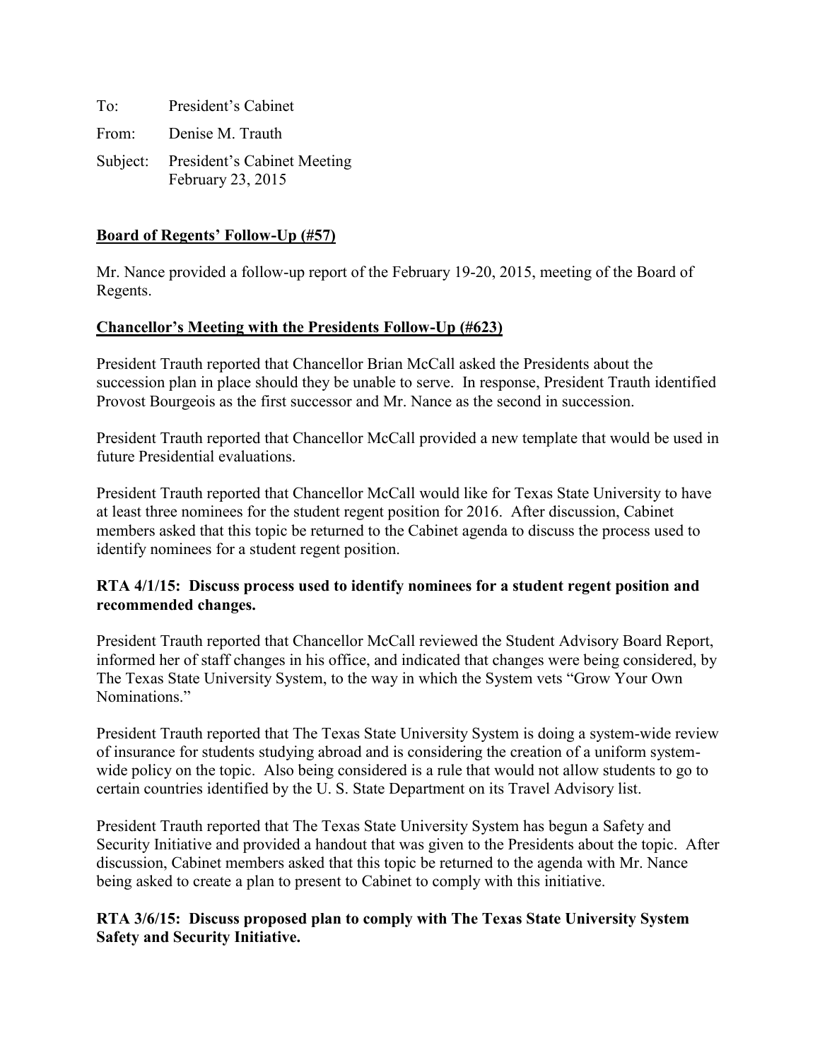To: President's Cabinet

From: Denise M. Trauth

Subject: President's Cabinet Meeting February 23, 2015

**Board of Regents' Follow-Up (#57)**

Mr. Nance provided a follow-up report of the February 19-20, 2015, meeting of the Board of Regents.

**Chancellor's Meeting with the Presidents Follow-Up (#623)**

President Trauth reported that Chancellor Brian McCall asked the Presidents about the succession plan in place should they be unable to serve. In response, President Trauth identified Provost Bourgeois as the first successor and Mr. Nance as the second in succession.

President Trauth reported that Chancellor McCall provided a new template that would be used in future Presidential evaluations.

President Trauth reported that Chancellor McCall would like for Texas State University to have at least three nominees for the student regent position for 2016. After discussion, Cabinet members asked that this topic be returned to the Cabinet agenda to discuss the process used to identify nominees for a student regent position.

**RTA 4/1/15: Discuss process used to identify nominees for a student regent position and recommended changes.**

President Trauth reported that Chancellor McCall reviewed the Student Advisory Board Report, informed her of staff changes in his office, and indicated that changes were being considered, by The Texas State University System, to the way in which the System vets "Grow Your Own Nominations."

President Trauth reported that The Texas State University System is doing a system-wide review of insurance for students studying abroad and is considering the creation of a uniform system-wide policy on the topic. Also being considered is a rule that would not allow students to go to certain countries identified by the U. S. State Department on its Travel Advisory list.

President Trauth reported that The Texas State University System has begun a Safety and Security Initiative and provided a handout that was given to the Presidents about the topic. After discussion, Cabinet members asked that this topic be returned to the agenda with Mr. Nance being asked to create a plan to present to Cabinet to comply with this initiative.

**RTA 3/6/15: Discuss proposed plan to comply with The Texas State University System Safety and Security Initiative.**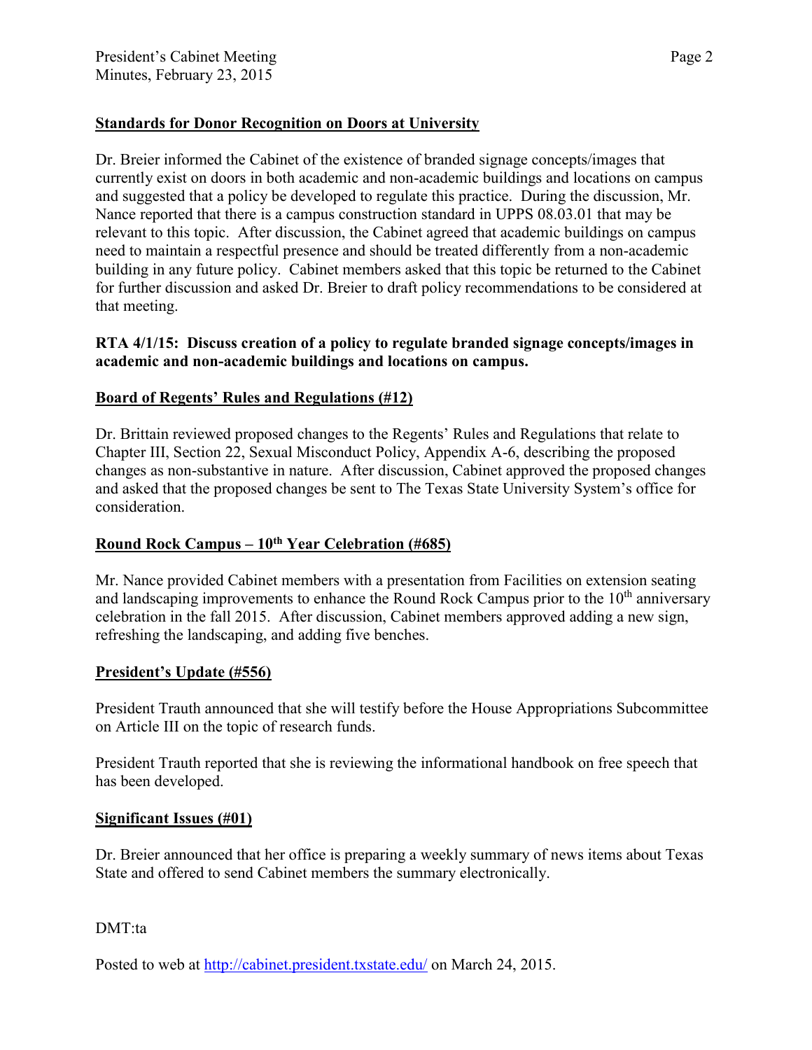**Standards for Donor Recognition on Doors at University**

Dr. Breier informed the Cabinet of the existence of branded signage concepts/images that currently exist on doors in both academic and non-academic buildings and locations on campus and suggested that a policy be developed to regulate this practice. During the discussion, Mr. Nance reported that there is a campus construction standard in UPPS 08.03.01 that may be relevant to this topic. After discussion, the Cabinet agreed that academic buildings on campus need to maintain a respectful presence and should be treated differently from a non-academic building in any future policy. Cabinet members asked that this topic be returned to the Cabinet for further discussion and asked Dr. Breier to draft policy recommendations to be considered at that meeting.

**RTA 4/1/15: Discuss creation of a policy to regulate branded signage concepts/images in academic and non-academic buildings and locations on campus.**

**Board of Regents' Rules and Regulations (#12)**

Dr. Brittain reviewed proposed changes to the Regents' Rules and Regulations that relate to Chapter III, Section 22, Sexual Misconduct Policy, Appendix A-6, describing the proposed changes as non-substantive in nature. After discussion, Cabinet approved the proposed changes and asked that the proposed changes be sent to The Texas State University System's office for consideration.

**Round Rock Campus – 10th Year Celebration (#685)**

Mr. Nance provided Cabinet members with a presentation from Facilities on extension seating and landscaping improvements to enhance the Round Rock Campus prior to the 10th anniversary celebration in the fall 2015. After discussion, Cabinet members approved adding a new sign, refreshing the landscaping, and adding five benches.

**President's Update (#556)**

President Trauth announced that she will testify before the House Appropriations Subcommittee on Article III on the topic of research funds.

President Trauth reported that she is reviewing the informational handbook on free speech that has been developed.

**Significant Issues (#01)**

Dr. Breier announced that her office is preparing a weekly summary of news items about Texas State and offered to send Cabinet members the summary electronically.

DMT:ta

Posted to web at http://cabinet.president.txstate.edu/ on March 24, 2015.